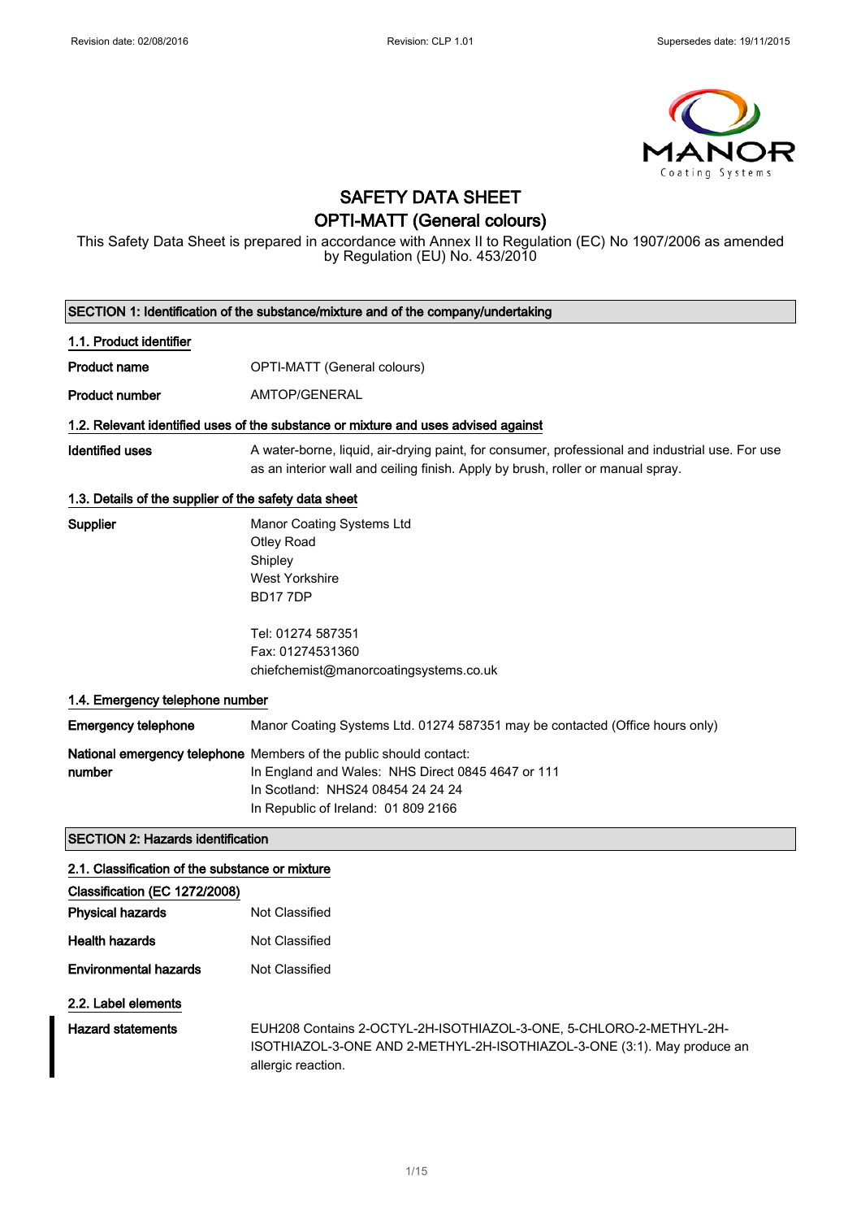# SAFETY DATA SHEET
## OPTI-MATT (General colours)

This Safety Data Sheet is prepared in accordance with Annex II to Regulation (EC) No 1907/2006 as amended by Regulation (EU) No. 453/2010

## SECTION 1: Identification of the substance/mixture and of the company/undertaking

### 1.1. Product identifier

**Product name** OPTI-MATT (General colours)

**Product number** AMTOP/GENERAL

### 1.2. Relevant identified uses of the substance or mixture and uses advised against

**Identified uses** A water-borne, liquid, air-drying paint, for consumer, professional and industrial use. For use as an interior wall and ceiling finish. Apply by brush, roller or manual spray.

### 1.3. Details of the supplier of the safety data sheet

**Supplier**
Manor Coating Systems Ltd
Otley Road
Shipley
West Yorkshire
BD17 7DP

Tel: 01274 587351
Fax: 01274531360
chiefchemist@manorcoatingsystems.co.uk

### 1.4. Emergency telephone number

**Emergency telephone** Manor Coating Systems Ltd. 01274 587351 may be contacted (Office hours only)

**National emergency telephone number** Members of the public should contact:
In England and Wales: NHS Direct 0845 4647 or 111
In Scotland: NHS24 08454 24 24 24
In Republic of Ireland: 01 809 2166

## SECTION 2: Hazards identification

### 2.1. Classification of the substance or mixture

**Classification (EC 1272/2008)**

**Physical hazards** Not Classified

**Health hazards** Not Classified

**Environmental hazards** Not Classified

### 2.2. Label elements

**Hazard statements** EUH208 Contains 2-OCTYL-2H-ISOTHIAZOL-3-ONE, 5-CHLORO-2-METHYL-2H-ISOTHIAZOL-3-ONE AND 2-METHYL-2H-ISOTHIAZOL-3-ONE (3:1). May produce an allergic reaction.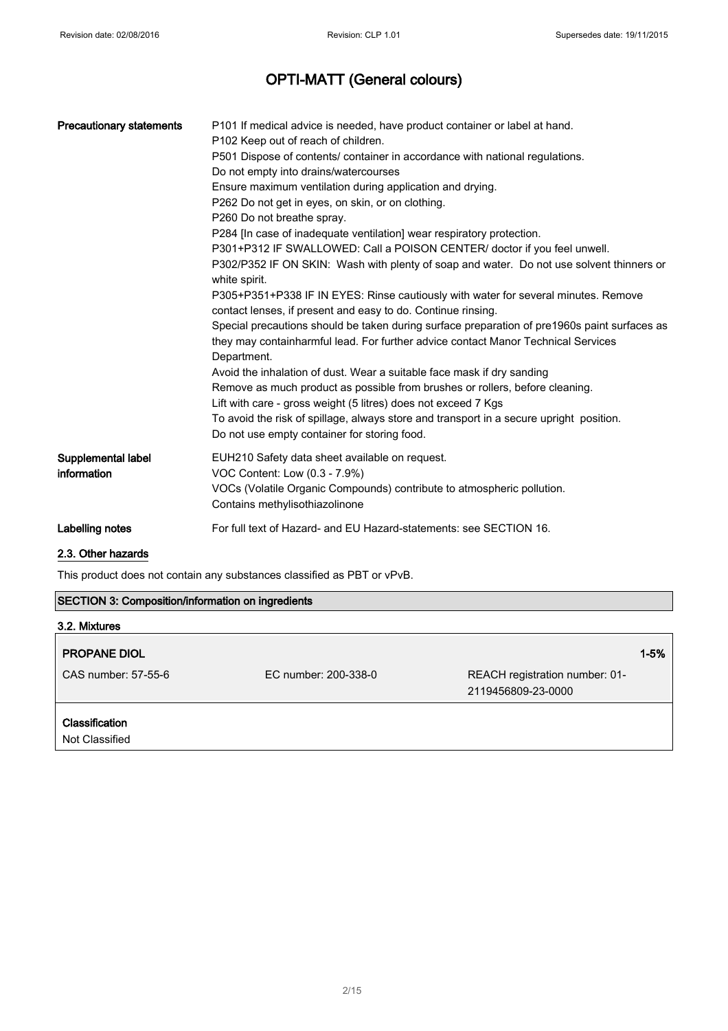# OPTI-MATT (General colours)

| | |
|---|---|
| **Precautionary statements** | P101 If medical advice is needed, have product container or label at hand.<br>P102 Keep out of reach of children.<br>P501 Dispose of contents/ container in accordance with national regulations.<br>Do not empty into drains/watercourses<br>Ensure maximum ventilation during application and drying.<br>P262 Do not get in eyes, on skin, or on clothing.<br>P260 Do not breathe spray.<br>P284 [In case of inadequate ventilation] wear respiratory protection.<br>P301+P312 IF SWALLOWED: Call a POISON CENTER/ doctor if you feel unwell.<br>P302/P352 IF ON SKIN: Wash with plenty of soap and water. Do not use solvent thinners or white spirit.<br>P305+P351+P338 IF IN EYES: Rinse cautiously with water for several minutes. Remove contact lenses, if present and easy to do. Continue rinsing.<br>Special precautions should be taken during surface preparation of pre1960s paint surfaces as they may containharmful lead. For further advice contact Manor Technical Services Department.<br>Avoid the inhalation of dust. Wear a suitable face mask if dry sanding<br>Remove as much product as possible from brushes or rollers, before cleaning.<br>Lift with care - gross weight (5 litres) does not exceed 7 Kgs<br>To avoid the risk of spillage, always store and transport in a secure upright position.<br>Do not use empty container for storing food. |
| **Supplemental label information** | EUH210 Safety data sheet available on request.<br>VOC Content: Low (0.3 - 7.9%)<br>VOCs (Volatile Organic Compounds) contribute to atmospheric pollution.<br>Contains methylisothiazolinone |
| **Labelling notes** | For full text of Hazard- and EU Hazard-statements: see SECTION 16. |

### 2.3. Other hazards

This product does not contain any substances classified as PBT or vPvB.

## SECTION 3: Composition/information on ingredients

### 3.2. Mixtures

| **PROPANE DIOL** | | **1-5%** |
|---|---|---|
| CAS number: 57-55-6 | EC number: 200-338-0 | REACH registration number: 01-2119456809-23-0000 |

**Classification**

Not Classified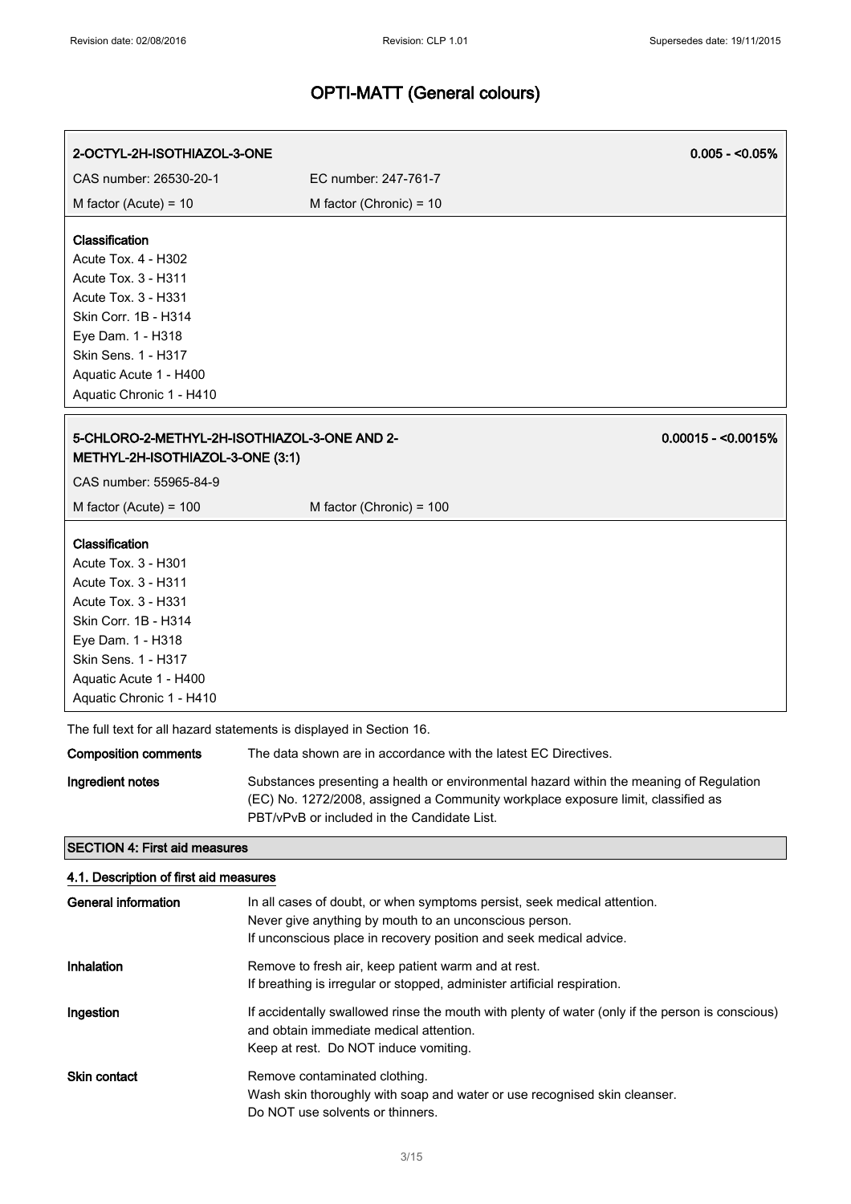# OPTI-MATT (General colours)

| 2-OCTYL-2H-ISOTHIAZOL-3-ONE | | 0.005 - <0.05% |
|---|---|---|
| CAS number: 26530-20-1 | EC number: 247-761-7 | |
| M factor (Acute) = 10 | M factor (Chronic) = 10 | |

**Classification**
Acute Tox. 4 - H302
Acute Tox. 3 - H311
Acute Tox. 3 - H331
Skin Corr. 1B - H314
Eye Dam. 1 - H318
Skin Sens. 1 - H317
Aquatic Acute 1 - H400
Aquatic Chronic 1 - H410

| 5-CHLORO-2-METHYL-2H-ISOTHIAZOL-3-ONE AND 2-METHYL-2H-ISOTHIAZOL-3-ONE (3:1) | | 0.00015 - <0.0015% |
|---|---|---|
| CAS number: 55965-84-9 | | |
| M factor (Acute) = 100 | M factor (Chronic) = 100 | |

**Classification**
Acute Tox. 3 - H301
Acute Tox. 3 - H311
Acute Tox. 3 - H331
Skin Corr. 1B - H314
Eye Dam. 1 - H318
Skin Sens. 1 - H317
Aquatic Acute 1 - H400
Aquatic Chronic 1 - H410

The full text for all hazard statements is displayed in Section 16.

**Composition comments** The data shown are in accordance with the latest EC Directives.

**Ingredient notes** Substances presenting a health or environmental hazard within the meaning of Regulation (EC) No. 1272/2008, assigned a Community workplace exposure limit, classified as PBT/vPvB or included in the Candidate List.

## SECTION 4: First aid measures

### 4.1. Description of first aid measures

**General information** In all cases of doubt, or when symptoms persist, seek medical attention.
Never give anything by mouth to an unconscious person.
If unconscious place in recovery position and seek medical advice.

**Inhalation** Remove to fresh air, keep patient warm and at rest.
If breathing is irregular or stopped, administer artificial respiration.

**Ingestion** If accidentally swallowed rinse the mouth with plenty of water (only if the person is conscious) and obtain immediate medical attention.
Keep at rest. Do NOT induce vomiting.

**Skin contact** Remove contaminated clothing.
Wash skin thoroughly with soap and water or use recognised skin cleanser.
Do NOT use solvents or thinners.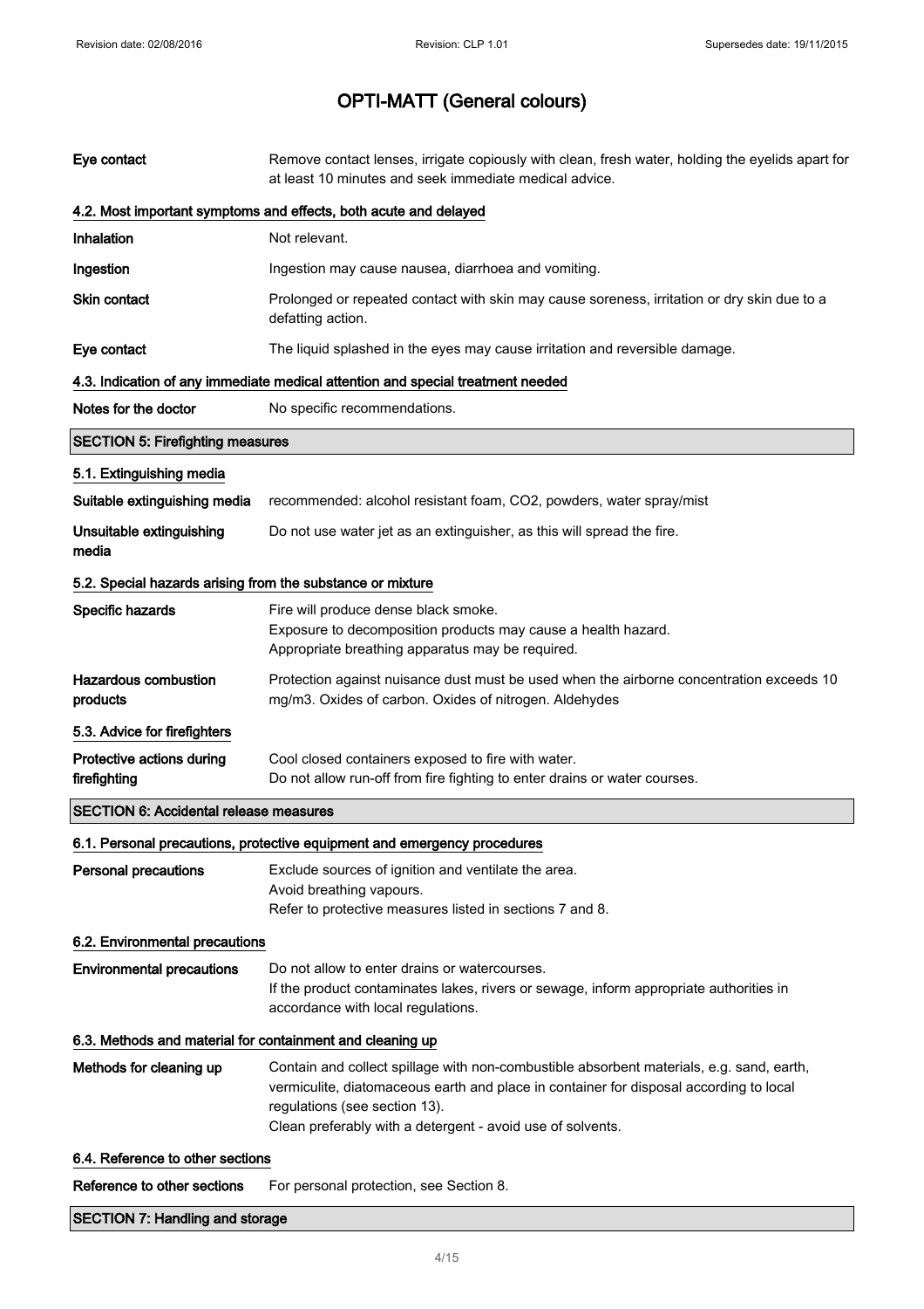| | |
|---|---|
| **Eye contact** | Remove contact lenses, irrigate copiously with clean, fresh water, holding the eyelids apart for at least 10 minutes and seek immediate medical advice. |

### 4.2. Most important symptoms and effects, both acute and delayed

| | |
|---|---|
| **Inhalation** | Not relevant. |
| **Ingestion** | Ingestion may cause nausea, diarrhoea and vomiting. |
| **Skin contact** | Prolonged or repeated contact with skin may cause soreness, irritation or dry skin due to a defatting action. |
| **Eye contact** | The liquid splashed in the eyes may cause irritation and reversible damage. |

### 4.3. Indication of any immediate medical attention and special treatment needed

| | |
|---|---|
| **Notes for the doctor** | No specific recommendations. |

## SECTION 5: Firefighting measures

### 5.1. Extinguishing media

| | |
|---|---|
| **Suitable extinguishing media** | recommended: alcohol resistant foam, CO2, powders, water spray/mist |
| **Unsuitable extinguishing media** | Do not use water jet as an extinguisher, as this will spread the fire. |

### 5.2. Special hazards arising from the substance or mixture

| | |
|---|---|
| **Specific hazards** | Fire will produce dense black smoke.<br>Exposure to decomposition products may cause a health hazard.<br>Appropriate breathing apparatus may be required. |
| **Hazardous combustion products** | Protection against nuisance dust must be used when the airborne concentration exceeds 10 mg/m3. Oxides of carbon. Oxides of nitrogen. Aldehydes |

### 5.3. Advice for firefighters

| | |
|---|---|
| **Protective actions during firefighting** | Cool closed containers exposed to fire with water.<br>Do not allow run-off from fire fighting to enter drains or water courses. |

## SECTION 6: Accidental release measures

### 6.1. Personal precautions, protective equipment and emergency procedures

| | |
|---|---|
| **Personal precautions** | Exclude sources of ignition and ventilate the area.<br>Avoid breathing vapours.<br>Refer to protective measures listed in sections 7 and 8. |

### 6.2. Environmental precautions

| | |
|---|---|
| **Environmental precautions** | Do not allow to enter drains or watercourses.<br>If the product contaminates lakes, rivers or sewage, inform appropriate authorities in accordance with local regulations. |

### 6.3. Methods and material for containment and cleaning up

| | |
|---|---|
| **Methods for cleaning up** | Contain and collect spillage with non-combustible absorbent materials, e.g. sand, earth, vermiculite, diatomaceous earth and place in container for disposal according to local regulations (see section 13).<br>Clean preferably with a detergent - avoid use of solvents. |

### 6.4. Reference to other sections

| | |
|---|---|
| **Reference to other sections** | For personal protection, see Section 8. |

## SECTION 7: Handling and storage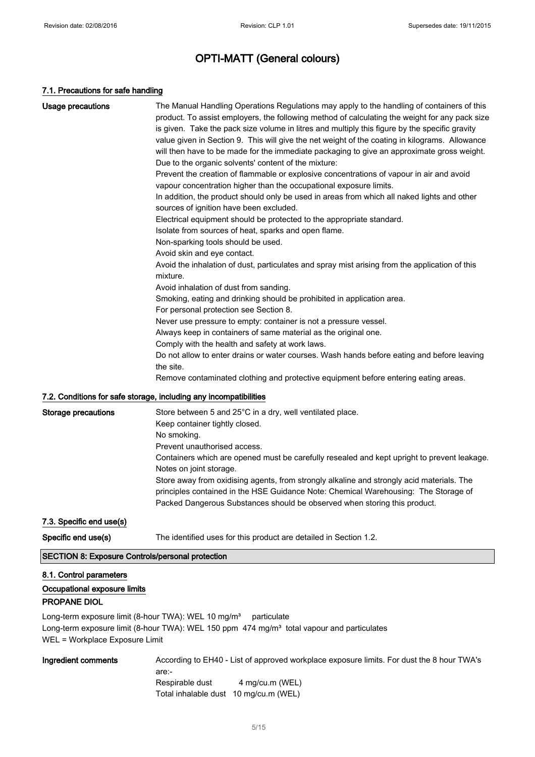# OPTI-MATT (General colours)

### 7.1. Precautions for safe handling

**Usage precautions**

The Manual Handling Operations Regulations may apply to the handling of containers of this product. To assist employers, the following method of calculating the weight for any pack size is given. Take the pack size volume in litres and multiply this figure by the specific gravity value given in Section 9. This will give the net weight of the coating in kilograms. Allowance will then have to be made for the immediate packaging to give an approximate gross weight.
Due to the organic solvents' content of the mixture:
Prevent the creation of flammable or explosive concentrations of vapour in air and avoid vapour concentration higher than the occupational exposure limits.
In addition, the product should only be used in areas from which all naked lights and other sources of ignition have been excluded.
Electrical equipment should be protected to the appropriate standard.
Isolate from sources of heat, sparks and open flame.
Non-sparking tools should be used.
Avoid skin and eye contact.
Avoid the inhalation of dust, particulates and spray mist arising from the application of this mixture.
Avoid inhalation of dust from sanding.
Smoking, eating and drinking should be prohibited in application area.
For personal protection see Section 8.
Never use pressure to empty: container is not a pressure vessel.
Always keep in containers of same material as the original one.
Comply with the health and safety at work laws.
Do not allow to enter drains or water courses. Wash hands before eating and before leaving the site.
Remove contaminated clothing and protective equipment before entering eating areas.

### 7.2. Conditions for safe storage, including any incompatibilities

**Storage precautions**

Store between 5 and 25°C in a dry, well ventilated place.
Keep container tightly closed.
No smoking.
Prevent unauthorised access.
Containers which are opened must be carefully resealed and kept upright to prevent leakage.
Notes on joint storage.
Store away from oxidising agents, from strongly alkaline and strongly acid materials. The principles contained in the HSE Guidance Note: Chemical Warehousing: The Storage of Packed Dangerous Substances should be observed when storing this product.

### 7.3. Specific end use(s)

**Specific end use(s)** The identified uses for this product are detailed in Section 1.2.

## SECTION 8: Exposure Controls/personal protection

### 8.1. Control parameters

**Occupational exposure limits**

**PROPANE DIOL**

Long-term exposure limit (8-hour TWA): WEL 10 mg/m³ particulate
Long-term exposure limit (8-hour TWA): WEL 150 ppm 474 mg/m³ total vapour and particulates
WEL = Workplace Exposure Limit

**Ingredient comments**

According to EH40 - List of approved workplace exposure limits. For dust the 8 hour TWA's are:-
Respirable dust 4 mg/cu.m (WEL)
Total inhalable dust 10 mg/cu.m (WEL)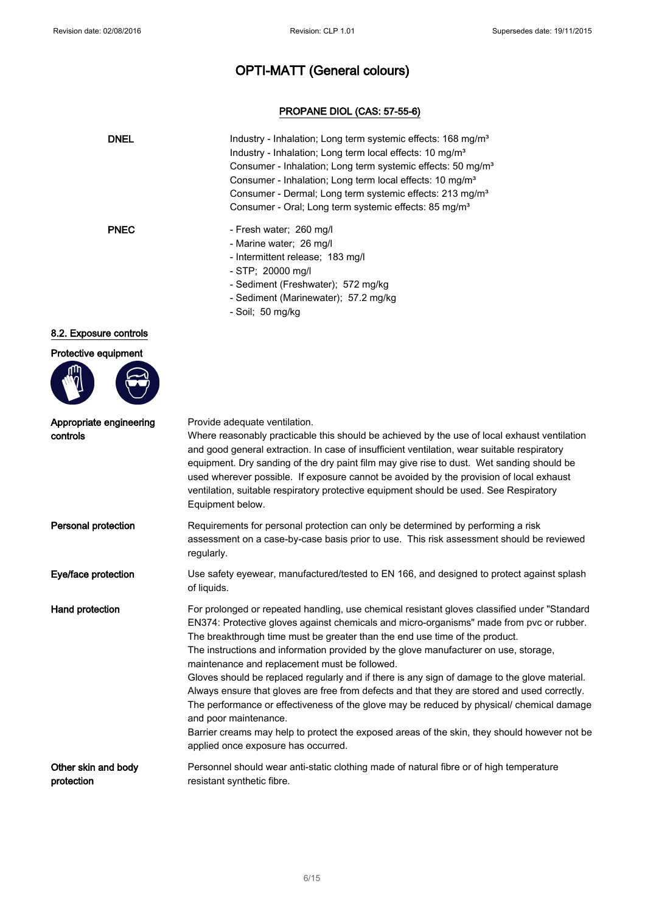# OPTI-MATT (General colours)

### PROPANE DIOL (CAS: 57-55-6)

**DNEL**

Industry - Inhalation; Long term systemic effects: 168 mg/m³
Industry - Inhalation; Long term local effects: 10 mg/m³
Consumer - Inhalation; Long term systemic effects: 50 mg/m³
Consumer - Inhalation; Long term local effects: 10 mg/m³
Consumer - Dermal; Long term systemic effects: 213 mg/m³
Consumer - Oral; Long term systemic effects: 85 mg/m³

**PNEC**

- Fresh water; 260 mg/l
- Marine water; 26 mg/l
- Intermittent release; 183 mg/l
- STP; 20000 mg/l
- Sediment (Freshwater); 572 mg/kg
- Sediment (Marinewater); 57.2 mg/kg
- Soil; 50 mg/kg

## 8.2. Exposure controls

**Protective equipment**

**Appropriate engineering controls**

Provide adequate ventilation.
Where reasonably practicable this should be achieved by the use of local exhaust ventilation and good general extraction. In case of insufficient ventilation, wear suitable respiratory equipment. Dry sanding of the dry paint film may give rise to dust. Wet sanding should be used wherever possible. If exposure cannot be avoided by the provision of local exhaust ventilation, suitable respiratory protective equipment should be used. See Respiratory Equipment below.

**Personal protection**

Requirements for personal protection can only be determined by performing a risk assessment on a case-by-case basis prior to use. This risk assessment should be reviewed regularly.

**Eye/face protection**

Use safety eyewear, manufactured/tested to EN 166, and designed to protect against splash of liquids.

**Hand protection**

For prolonged or repeated handling, use chemical resistant gloves classified under "Standard EN374: Protective gloves against chemicals and micro-organisms" made from pvc or rubber.
The breakthrough time must be greater than the end use time of the product.
The instructions and information provided by the glove manufacturer on use, storage, maintenance and replacement must be followed.
Gloves should be replaced regularly and if there is any sign of damage to the glove material.
Always ensure that gloves are free from defects and that they are stored and used correctly.
The performance or effectiveness of the glove may be reduced by physical/ chemical damage and poor maintenance.
Barrier creams may help to protect the exposed areas of the skin, they should however not be applied once exposure has occurred.

**Other skin and body protection**

Personnel should wear anti-static clothing made of natural fibre or of high temperature resistant synthetic fibre.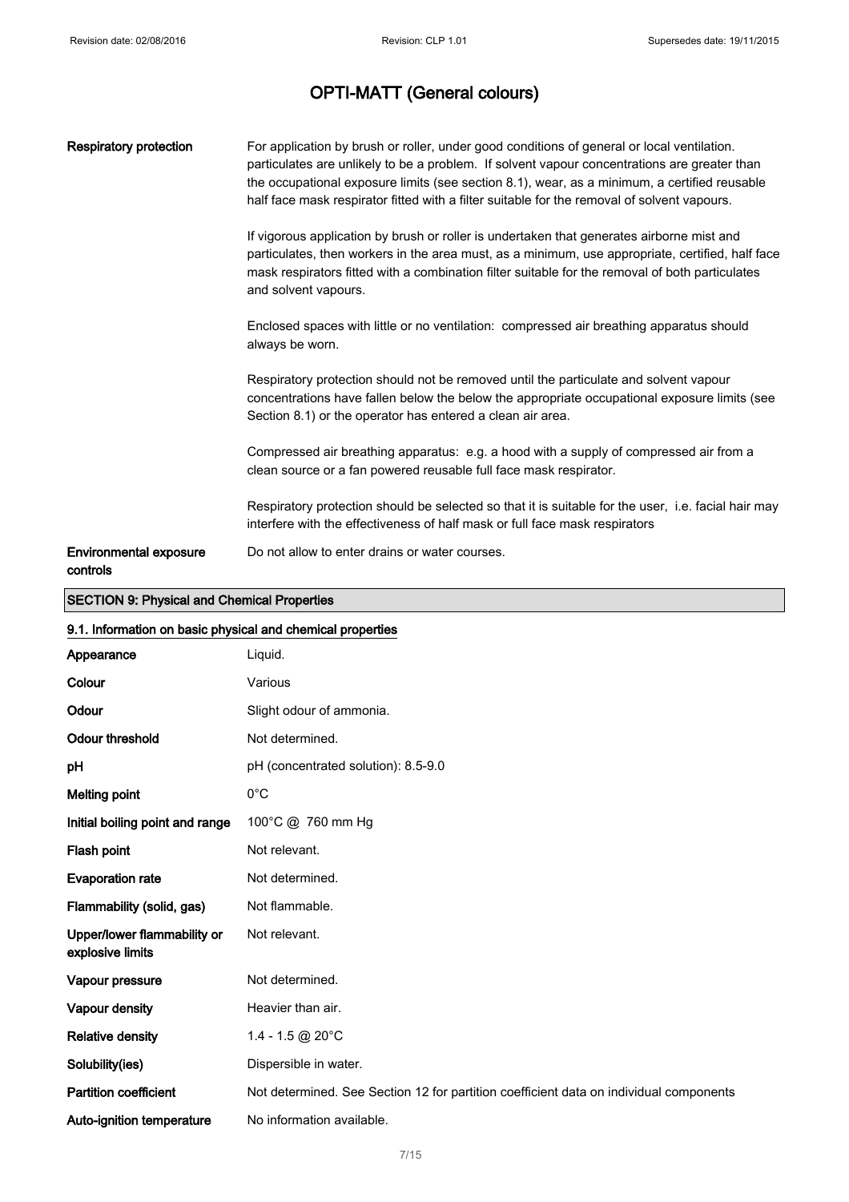| | |
|---|---|
| **Respiratory protection** | For application by brush or roller, under good conditions of general or local ventilation. particulates are unlikely to be a problem. If solvent vapour concentrations are greater than the occupational exposure limits (see section 8.1), wear, as a minimum, a certified reusable half face mask respirator fitted with a filter suitable for the removal of solvent vapours.<br><br>If vigorous application by brush or roller is undertaken that generates airborne mist and particulates, then workers in the area must, as a minimum, use appropriate, certified, half face mask respirators fitted with a combination filter suitable for the removal of both particulates and solvent vapours.<br><br>Enclosed spaces with little or no ventilation: compressed air breathing apparatus should always be worn.<br><br>Respiratory protection should not be removed until the particulate and solvent vapour concentrations have fallen below the below the appropriate occupational exposure limits (see Section 8.1) or the operator has entered a clean air area.<br><br>Compressed air breathing apparatus: e.g. a hood with a supply of compressed air from a clean source or a fan powered reusable full face mask respirator.<br><br>Respiratory protection should be selected so that it is suitable for the user, i.e. facial hair may interfere with the effectiveness of half mask or full face mask respirators |
| **Environmental exposure controls** | Do not allow to enter drains or water courses. |

## SECTION 9: Physical and Chemical Properties

### 9.1. Information on basic physical and chemical properties

| | |
|---|---|
| **Appearance** | Liquid. |
| **Colour** | Various |
| **Odour** | Slight odour of ammonia. |
| **Odour threshold** | Not determined. |
| **pH** | pH (concentrated solution): 8.5-9.0 |
| **Melting point** | 0°C |
| **Initial boiling point and range** | 100°C @ 760 mm Hg |
| **Flash point** | Not relevant. |
| **Evaporation rate** | Not determined. |
| **Flammability (solid, gas)** | Not flammable. |
| **Upper/lower flammability or explosive limits** | Not relevant. |
| **Vapour pressure** | Not determined. |
| **Vapour density** | Heavier than air. |
| **Relative density** | 1.4 - 1.5 @ 20°C |
| **Solubility(ies)** | Dispersible in water. |
| **Partition coefficient** | Not determined. See Section 12 for partition coefficient data on individual components |
| **Auto-ignition temperature** | No information available. |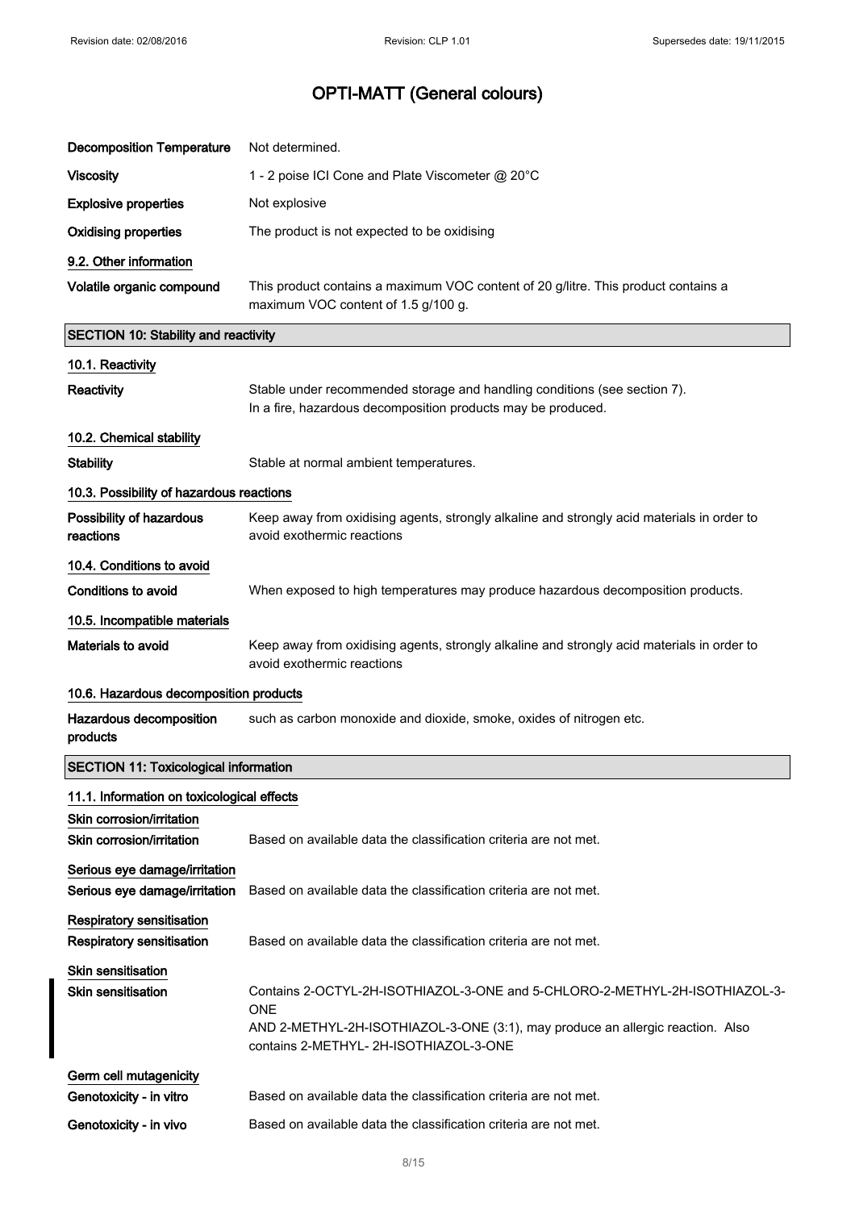| | |
|---|---|
| **Decomposition Temperature** | Not determined. |
| **Viscosity** | 1 - 2 poise ICI Cone and Plate Viscometer @ 20°C |
| **Explosive properties** | Not explosive |
| **Oxidising properties** | The product is not expected to be oxidising |

**9.2. Other information**

| | |
|---|---|
| **Volatile organic compound** | This product contains a maximum VOC content of 20 g/litre. This product contains a maximum VOC content of 1.5 g/100 g. |

## SECTION 10: Stability and reactivity

**10.1. Reactivity**

| | |
|---|---|
| **Reactivity** | Stable under recommended storage and handling conditions (see section 7). In a fire, hazardous decomposition products may be produced. |

**10.2. Chemical stability**

| | |
|---|---|
| **Stability** | Stable at normal ambient temperatures. |

**10.3. Possibility of hazardous reactions**

| | |
|---|---|
| **Possibility of hazardous reactions** | Keep away from oxidising agents, strongly alkaline and strongly acid materials in order to avoid exothermic reactions |

**10.4. Conditions to avoid**

| | |
|---|---|
| **Conditions to avoid** | When exposed to high temperatures may produce hazardous decomposition products. |

**10.5. Incompatible materials**

| | |
|---|---|
| **Materials to avoid** | Keep away from oxidising agents, strongly alkaline and strongly acid materials in order to avoid exothermic reactions |

**10.6. Hazardous decomposition products**

| | |
|---|---|
| **Hazardous decomposition products** | such as carbon monoxide and dioxide, smoke, oxides of nitrogen etc. |

## SECTION 11: Toxicological information

**11.1. Information on toxicological effects**

**Skin corrosion/irritation**

| | |
|---|---|
| **Skin corrosion/irritation** | Based on available data the classification criteria are not met. |

**Serious eye damage/irritation**

| | |
|---|---|
| **Serious eye damage/irritation** | Based on available data the classification criteria are not met. |

**Respiratory sensitisation**

| | |
|---|---|
| **Respiratory sensitisation** | Based on available data the classification criteria are not met. |

**Skin sensitisation**

| | |
|---|---|
| **Skin sensitisation** | Contains 2-OCTYL-2H-ISOTHIAZOL-3-ONE and 5-CHLORO-2-METHYL-2H-ISOTHIAZOL-3-ONE AND 2-METHYL-2H-ISOTHIAZOL-3-ONE (3:1), may produce an allergic reaction. Also contains 2-METHYL- 2H-ISOTHIAZOL-3-ONE |

**Germ cell mutagenicity**

| | |
|---|---|
| **Genotoxicity - in vitro** | Based on available data the classification criteria are not met. |
| **Genotoxicity - in vivo** | Based on available data the classification criteria are not met. |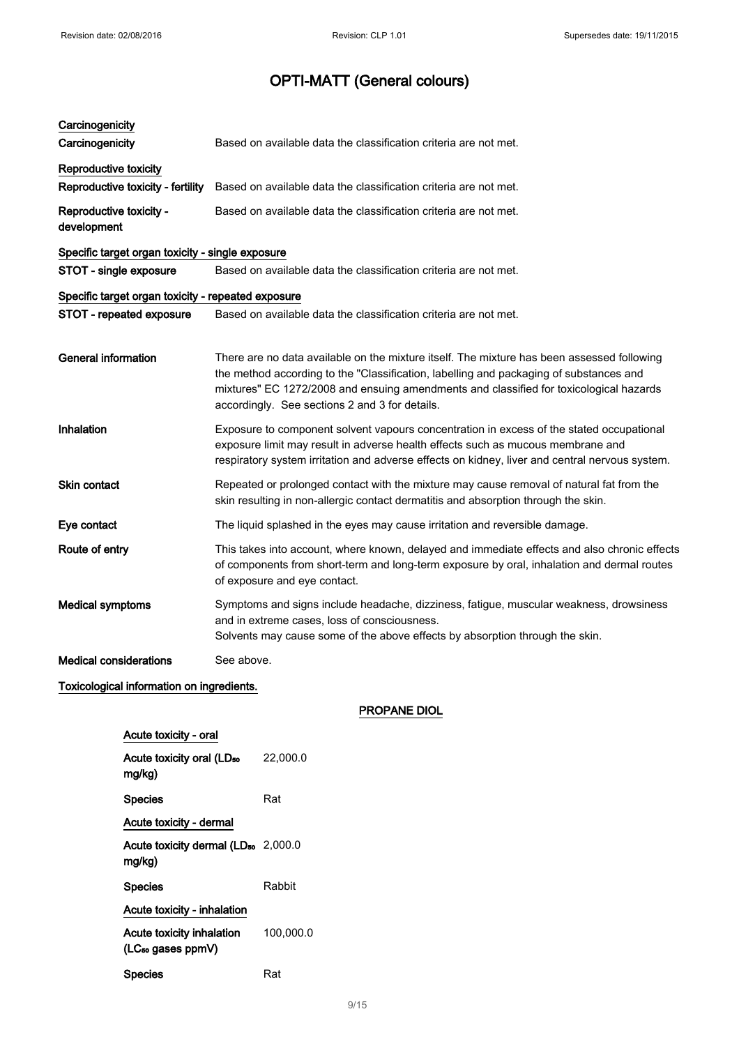# OPTI-MATT (General colours)

**Carcinogenicity**

| | |
|---|---|
| **Carcinogenicity** | Based on available data the classification criteria are not met. |

**Reproductive toxicity**

| | |
|---|---|
| **Reproductive toxicity - fertility** | Based on available data the classification criteria are not met. |
| **Reproductive toxicity - development** | Based on available data the classification criteria are not met. |

**Specific target organ toxicity - single exposure**

| | |
|---|---|
| **STOT - single exposure** | Based on available data the classification criteria are not met. |

**Specific target organ toxicity - repeated exposure**

| | |
|---|---|
| **STOT - repeated exposure** | Based on available data the classification criteria are not met. |

| | |
|---|---|
| **General information** | There are no data available on the mixture itself. The mixture has been assessed following the method according to the "Classification, labelling and packaging of substances and mixtures" EC 1272/2008 and ensuing amendments and classified for toxicological hazards accordingly. See sections 2 and 3 for details. |
| **Inhalation** | Exposure to component solvent vapours concentration in excess of the stated occupational exposure limit may result in adverse health effects such as mucous membrane and respiratory system irritation and adverse effects on kidney, liver and central nervous system. |
| **Skin contact** | Repeated or prolonged contact with the mixture may cause removal of natural fat from the skin resulting in non-allergic contact dermatitis and absorption through the skin. |
| **Eye contact** | The liquid splashed in the eyes may cause irritation and reversible damage. |
| **Route of entry** | This takes into account, where known, delayed and immediate effects and also chronic effects of components from short-term and long-term exposure by oral, inhalation and dermal routes of exposure and eye contact. |
| **Medical symptoms** | Symptoms and signs include headache, dizziness, fatigue, muscular weakness, drowsiness and in extreme cases, loss of consciousness.<br>Solvents may cause some of the above effects by absorption through the skin. |
| **Medical considerations** | See above. |

**Toxicological information on ingredients.**

**PROPANE DIOL**

**Acute toxicity - oral**

| | |
|---|---|
| **Acute toxicity oral ($LD_{50}$ mg/kg)** | 22,000.0 |
| **Species** | Rat |

**Acute toxicity - dermal**

| | |
|---|---|
| **Acute toxicity dermal ($LD_{50}$ mg/kg)** | 2,000.0 |
| **Species** | Rabbit |

**Acute toxicity - inhalation**

| | |
|---|---|
| **Acute toxicity inhalation ($LC_{50}$ gases ppmV)** | 100,000.0 |
| **Species** | Rat |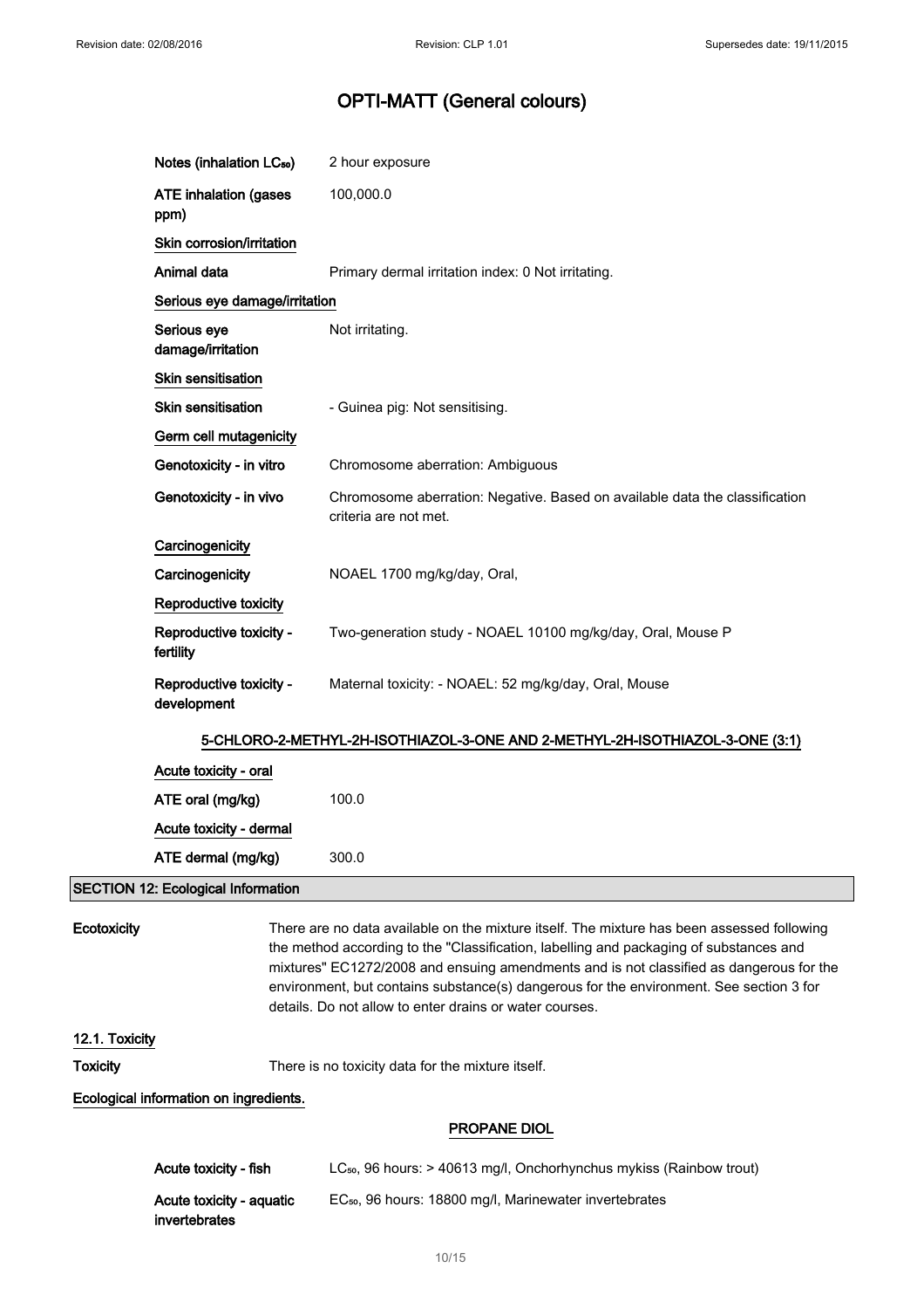# OPTI-MATT (General colours)

| | |
|---|---|
| **Notes (inhalation $LC_{50}$)** | 2 hour exposure |
| **ATE inhalation (gases ppm)** | 100,000.0 |

**Skin corrosion/irritation**

| | |
|---|---|
| **Animal data** | Primary dermal irritation index: 0 Not irritating. |

**Serious eye damage/irritation**

| | |
|---|---|
| **Serious eye damage/irritation** | Not irritating. |

**Skin sensitisation**

| | |
|---|---|
| **Skin sensitisation** | - Guinea pig: Not sensitising. |

**Germ cell mutagenicity**

| | |
|---|---|
| **Genotoxicity - in vitro** | Chromosome aberration: Ambiguous |
| **Genotoxicity - in vivo** | Chromosome aberration: Negative. Based on available data the classification criteria are not met. |

**Carcinogenicity**

| | |
|---|---|
| **Carcinogenicity** | NOAEL 1700 mg/kg/day, Oral, |

**Reproductive toxicity**

| | |
|---|---|
| **Reproductive toxicity - fertility** | Two-generation study - NOAEL 10100 mg/kg/day, Oral, Mouse P |
| **Reproductive toxicity - development** | Maternal toxicity: - NOAEL: 52 mg/kg/day, Oral, Mouse |

### 5-CHLORO-2-METHYL-2H-ISOTHIAZOL-3-ONE AND 2-METHYL-2H-ISOTHIAZOL-3-ONE (3:1)

**Acute toxicity - oral**

| | |
|---|---|
| **ATE oral (mg/kg)** | 100.0 |

**Acute toxicity - dermal**

| | |
|---|---|
| **ATE dermal (mg/kg)** | 300.0 |

## SECTION 12: Ecological Information

**Ecotoxicity** There are no data available on the mixture itself. The mixture has been assessed following the method according to the "Classification, labelling and packaging of substances and mixtures" EC1272/2008 and ensuing amendments and is not classified as dangerous for the environment, but contains substance(s) dangerous for the environment. See section 3 for details. Do not allow to enter drains or water courses.

### 12.1. Toxicity

**Toxicity** There is no toxicity data for the mixture itself.

**Ecological information on ingredients.**

### PROPANE DIOL

| | |
|---|---|
| **Acute toxicity - fish** | $LC_{50}$, 96 hours: > 40613 mg/l, Onchorhynchus mykiss (Rainbow trout) |
| **Acute toxicity - aquatic invertebrates** | $EC_{50}$, 96 hours: 18800 mg/l, Marinewater invertebrates |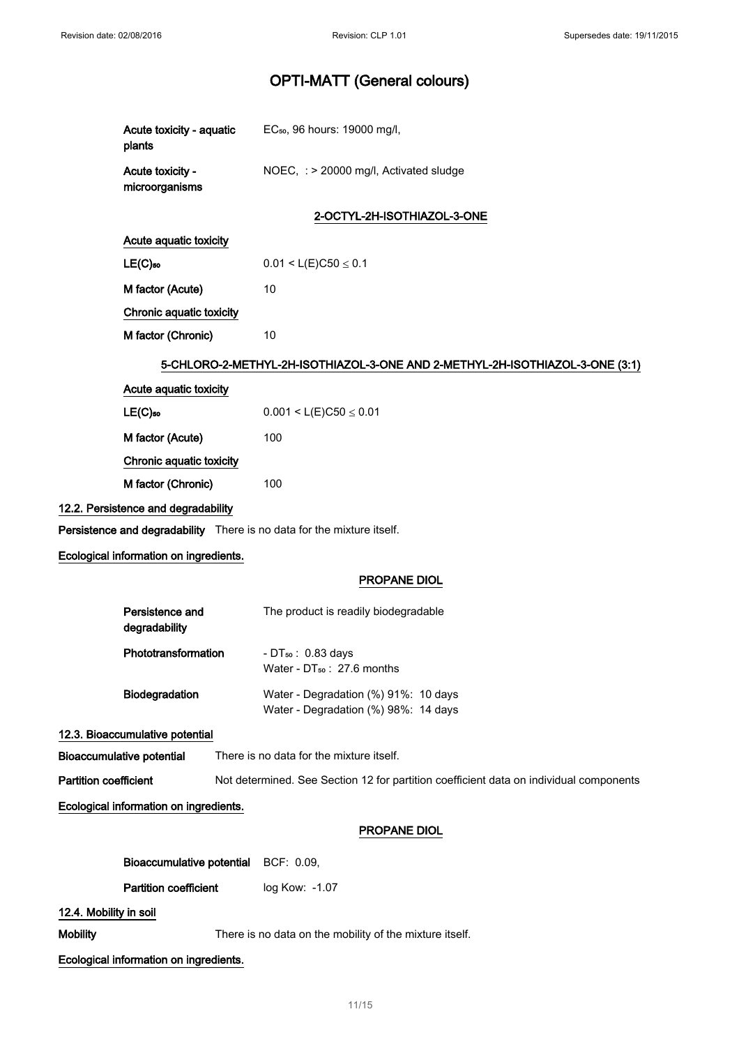| | |
|---|---|
| **Acute toxicity - aquatic plants** | $EC_{50}$, 96 hours: 19000 mg/l, |
| **Acute toxicity - microorganisms** | NOEC, : > 20000 mg/l, Activated sludge |

**2-OCTYL-2H-ISOTHIAZOL-3-ONE**

**Acute aquatic toxicity**

| | |
|---|---|
| **$LE(C)_{50}$** | $0.01 < L(E)C50 \leq 0.1$ |
| **M factor (Acute)** | 10 |

**Chronic aquatic toxicity**

| | |
|---|---|
| **M factor (Chronic)** | 10 |

**5-CHLORO-2-METHYL-2H-ISOTHIAZOL-3-ONE AND 2-METHYL-2H-ISOTHIAZOL-3-ONE (3:1)**

**Acute aquatic toxicity**

| | |
|---|---|
| **$LE(C)_{50}$** | $0.001 < L(E)C50 \leq 0.01$ |
| **M factor (Acute)** | 100 |

**Chronic aquatic toxicity**

| | |
|---|---|
| **M factor (Chronic)** | 100 |

## 12.2. Persistence and degradability

**Persistence and degradability** There is no data for the mixture itself.

**Ecological information on ingredients.**

**PROPANE DIOL**

| | |
|---|---|
| **Persistence and degradability** | The product is readily biodegradable |
| **Phototransformation** | - $DT_{50}$ : 0.83 days<br>Water - $DT_{50}$ : 27.6 months |
| **Biodegradation** | Water - Degradation (%) 91%: 10 days<br>Water - Degradation (%) 98%: 14 days |

## 12.3. Bioaccumulative potential

**Bioaccumulative potential** There is no data for the mixture itself.

**Partition coefficient** Not determined. See Section 12 for partition coefficient data on individual components

**Ecological information on ingredients.**

**PROPANE DIOL**

| | |
|---|---|
| **Bioaccumulative potential** | BCF: 0.09, |
| **Partition coefficient** | log Kow: -1.07 |

## 12.4. Mobility in soil

**Mobility** There is no data on the mobility of the mixture itself.

**Ecological information on ingredients.**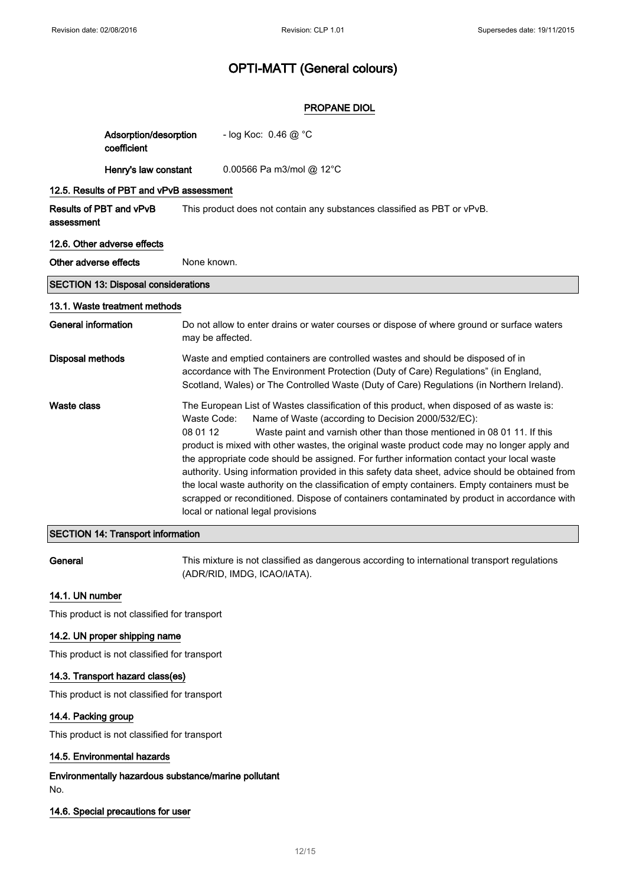# OPTI-MATT (General colours)

## PROPANE DIOL

| | |
|---|---|
| **Adsorption/desorption coefficient** | - log Koc: 0.46 @ °C |
| **Henry's law constant** | 0.00566 Pa m3/mol @ 12°C |

### 12.5. Results of PBT and vPvB assessment

**Results of PBT and vPvB assessment** This product does not contain any substances classified as PBT or vPvB.

### 12.6. Other adverse effects

**Other adverse effects** None known.

## SECTION 13: Disposal considerations

### 13.1. Waste treatment methods

**General information** Do not allow to enter drains or water courses or dispose of where ground or surface waters may be affected.

**Disposal methods** Waste and emptied containers are controlled wastes and should be disposed of in accordance with The Environment Protection (Duty of Care) Regulations" (in England, Scotland, Wales) or The Controlled Waste (Duty of Care) Regulations (in Northern Ireland).

**Waste class** The European List of Wastes classification of this product, when disposed of as waste is:
Waste Code: Name of Waste (according to Decision 2000/532/EC):
08 01 12 Waste paint and varnish other than those mentioned in 08 01 11. If this product is mixed with other wastes, the original waste product code may no longer apply and the appropriate code should be assigned. For further information contact your local waste authority. Using information provided in this safety data sheet, advice should be obtained from the local waste authority on the classification of empty containers. Empty containers must be scrapped or reconditioned. Dispose of containers contaminated by product in accordance with local or national legal provisions

## SECTION 14: Transport information

**General** This mixture is not classified as dangerous according to international transport regulations (ADR/RID, IMDG, ICAO/IATA).

### 14.1. UN number

This product is not classified for transport

### 14.2. UN proper shipping name

This product is not classified for transport

### 14.3. Transport hazard class(es)

This product is not classified for transport

### 14.4. Packing group

This product is not classified for transport

### 14.5. Environmental hazards

**Environmentally hazardous substance/marine pollutant**
No.

### 14.6. Special precautions for user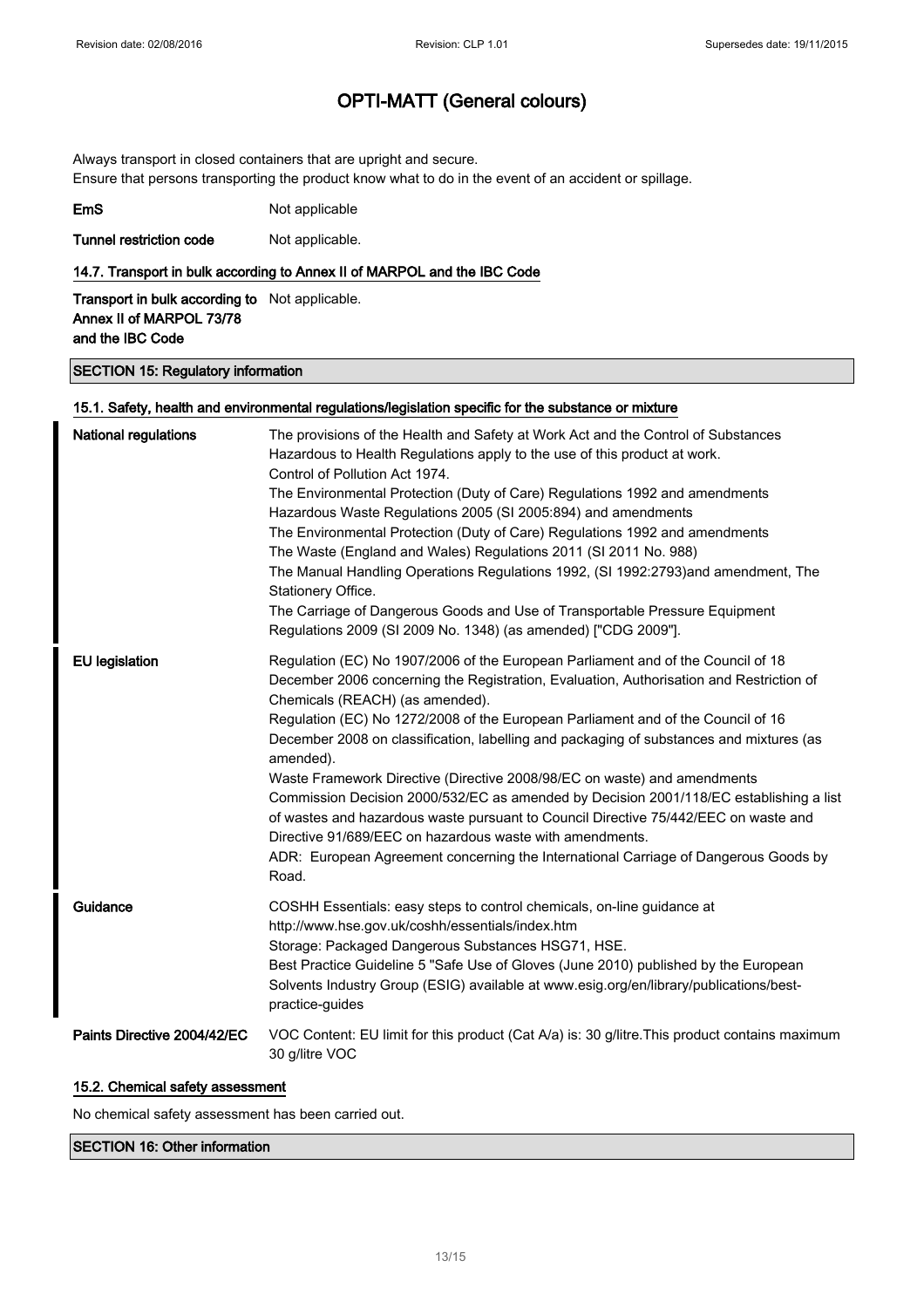Always transport in closed containers that are upright and secure.
Ensure that persons transporting the product know what to do in the event of an accident or spillage.

**EmS** Not applicable

**Tunnel restriction code** Not applicable.

### 14.7. Transport in bulk according to Annex II of MARPOL and the IBC Code

**Transport in bulk according to Annex II of MARPOL 73/78 and the IBC Code** Not applicable.

## SECTION 15: Regulatory information

### 15.1. Safety, health and environmental regulations/legislation specific for the substance or mixture

**National regulations**

The provisions of the Health and Safety at Work Act and the Control of Substances Hazardous to Health Regulations apply to the use of this product at work.
Control of Pollution Act 1974.
The Environmental Protection (Duty of Care) Regulations 1992 and amendments
Hazardous Waste Regulations 2005 (SI 2005:894) and amendments
The Environmental Protection (Duty of Care) Regulations 1992 and amendments
The Waste (England and Wales) Regulations 2011 (SI 2011 No. 988)
The Manual Handling Operations Regulations 1992, (SI 1992:2793)and amendment, The Stationery Office.
The Carriage of Dangerous Goods and Use of Transportable Pressure Equipment Regulations 2009 (SI 2009 No. 1348) (as amended) ["CDG 2009"].

**EU legislation**

Regulation (EC) No 1907/2006 of the European Parliament and of the Council of 18 December 2006 concerning the Registration, Evaluation, Authorisation and Restriction of Chemicals (REACH) (as amended).
Regulation (EC) No 1272/2008 of the European Parliament and of the Council of 16 December 2008 on classification, labelling and packaging of substances and mixtures (as amended).
Waste Framework Directive (Directive 2008/98/EC on waste) and amendments
Commission Decision 2000/532/EC as amended by Decision 2001/118/EC establishing a list of wastes and hazardous waste pursuant to Council Directive 75/442/EEC on waste and Directive 91/689/EEC on hazardous waste with amendments.
ADR: European Agreement concerning the International Carriage of Dangerous Goods by Road.

**Guidance**

COSHH Essentials: easy steps to control chemicals, on-line guidance at http://www.hse.gov.uk/coshh/essentials/index.htm
Storage: Packaged Dangerous Substances HSG71, HSE.
Best Practice Guideline 5 "Safe Use of Gloves (June 2010) published by the European Solvents Industry Group (ESIG) available at www.esig.org/en/library/publications/best-practice-guides

**Paints Directive 2004/42/EC**

VOC Content: EU limit for this product (Cat A/a) is: 30 g/litre.This product contains maximum 30 g/litre VOC

### 15.2. Chemical safety assessment

No chemical safety assessment has been carried out.

## SECTION 16: Other information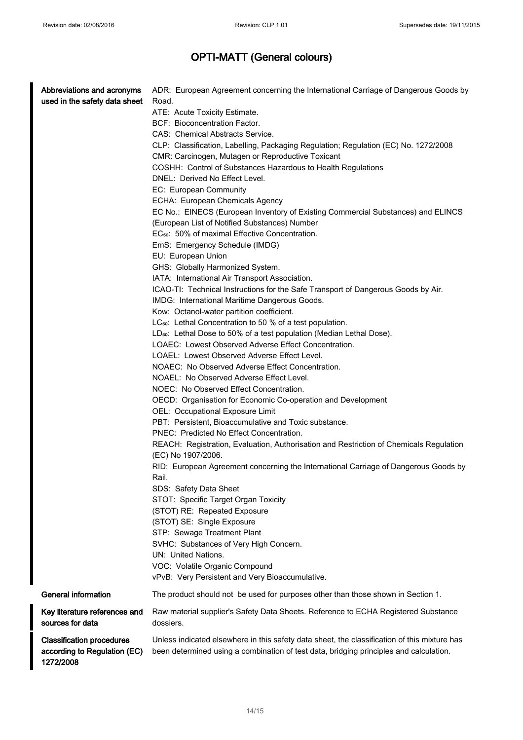# OPTI-MATT (General colours)

| | |
|---|---|
| **Abbreviations and acronyms used in the safety data sheet** | ADR: European Agreement concerning the International Carriage of Dangerous Goods by Road.<br>ATE: Acute Toxicity Estimate.<br>BCF: Bioconcentration Factor.<br>CAS: Chemical Abstracts Service.<br>CLP: Classification, Labelling, Packaging Regulation; Regulation (EC) No. 1272/2008<br>CMR: Carcinogen, Mutagen or Reproductive Toxicant<br>COSHH: Control of Substances Hazardous to Health Regulations<br>DNEL: Derived No Effect Level.<br>EC: European Community<br>ECHA: European Chemicals Agency<br>EC No.: EINECS (European Inventory of Existing Commercial Substances) and ELINCS (European List of Notified Substances) Number<br>$EC_{50}$: 50% of maximal Effective Concentration.<br>EmS: Emergency Schedule (IMDG)<br>EU: European Union<br>GHS: Globally Harmonized System.<br>IATA: International Air Transport Association.<br>ICAO-TI: Technical Instructions for the Safe Transport of Dangerous Goods by Air.<br>IMDG: International Maritime Dangerous Goods.<br>Kow: Octanol-water partition coefficient.<br>$LC_{50}$: Lethal Concentration to 50 % of a test population.<br>$LD_{50}$: Lethal Dose to 50% of a test population (Median Lethal Dose).<br>LOAEC: Lowest Observed Adverse Effect Concentration.<br>LOAEL: Lowest Observed Adverse Effect Level.<br>NOAEC: No Observed Adverse Effect Concentration.<br>NOAEL: No Observed Adverse Effect Level.<br>NOEC: No Observed Effect Concentration.<br>OECD: Organisation for Economic Co-operation and Development<br>OEL: Occupational Exposure Limit<br>PBT: Persistent, Bioaccumulative and Toxic substance.<br>PNEC: Predicted No Effect Concentration.<br>REACH: Registration, Evaluation, Authorisation and Restriction of Chemicals Regulation (EC) No 1907/2006.<br>RID: European Agreement concerning the International Carriage of Dangerous Goods by Rail.<br>SDS: Safety Data Sheet<br>STOT: Specific Target Organ Toxicity<br>(STOT) RE: Repeated Exposure<br>(STOT) SE: Single Exposure<br>STP: Sewage Treatment Plant<br>SVHC: Substances of Very High Concern.<br>UN: United Nations.<br>VOC: Volatile Organic Compound<br>vPvB: Very Persistent and Very Bioaccumulative. |
| **General information** | The product should not be used for purposes other than those shown in Section 1. |
| **Key literature references and sources for data** | Raw material supplier's Safety Data Sheets. Reference to ECHA Registered Substance dossiers. |
| **Classification procedures according to Regulation (EC) 1272/2008** | Unless indicated elsewhere in this safety data sheet, the classification of this mixture has been determined using a combination of test data, bridging principles and calculation. |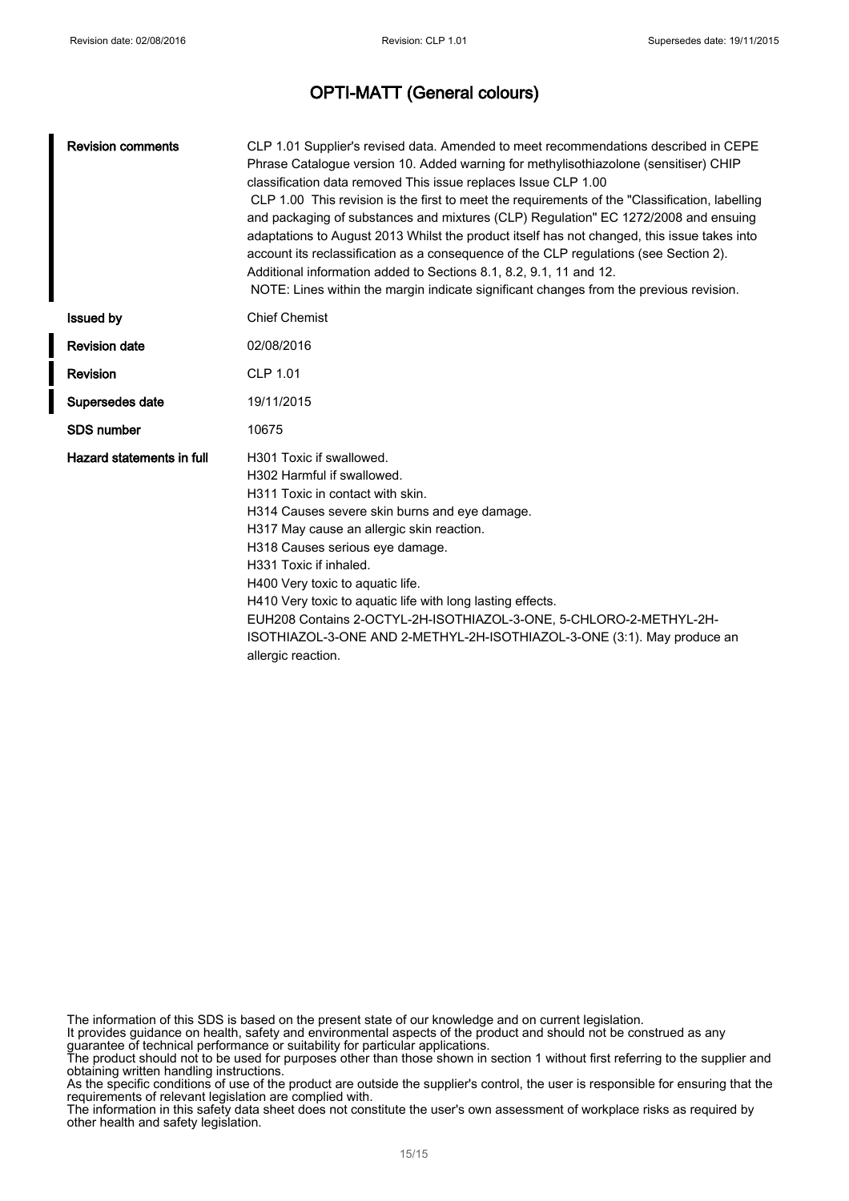| | |
|---|---|
| **Revision comments** | CLP 1.01 Supplier's revised data. Amended to meet recommendations described in CEPE Phrase Catalogue version 10. Added warning for methylisothiazolone (sensitiser) CHIP classification data removed This issue replaces Issue CLP 1.00<br>CLP 1.00 This revision is the first to meet the requirements of the "Classification, labelling and packaging of substances and mixtures (CLP) Regulation" EC 1272/2008 and ensuing adaptations to August 2013 Whilst the product itself has not changed, this issue takes into account its reclassification as a consequence of the CLP regulations (see Section 2). Additional information added to Sections 8.1, 8.2, 9.1, 11 and 12.<br>NOTE: Lines within the margin indicate significant changes from the previous revision. |
| **Issued by** | Chief Chemist |
| **Revision date** | 02/08/2016 |
| **Revision** | CLP 1.01 |
| **Supersedes date** | 19/11/2015 |
| **SDS number** | 10675 |
| **Hazard statements in full** | H301 Toxic if swallowed.<br>H302 Harmful if swallowed.<br>H311 Toxic in contact with skin.<br>H314 Causes severe skin burns and eye damage.<br>H317 May cause an allergic skin reaction.<br>H318 Causes serious eye damage.<br>H331 Toxic if inhaled.<br>H400 Very toxic to aquatic life.<br>H410 Very toxic to aquatic life with long lasting effects.<br>EUH208 Contains 2-OCTYL-2H-ISOTHIAZOL-3-ONE, 5-CHLORO-2-METHYL-2H-ISOTHIAZOL-3-ONE AND 2-METHYL-2H-ISOTHIAZOL-3-ONE (3:1). May produce an allergic reaction. |

The information of this SDS is based on the present state of our knowledge and on current legislation.
It provides guidance on health, safety and environmental aspects of the product and should not be construed as any guarantee of technical performance or suitability for particular applications.
The product should not to be used for purposes other than those shown in section 1 without first referring to the supplier and obtaining written handling instructions.
As the specific conditions of use of the product are outside the supplier's control, the user is responsible for ensuring that the requirements of relevant legislation are complied with.
The information in this safety data sheet does not constitute the user's own assessment of workplace risks as required by other health and safety legislation.